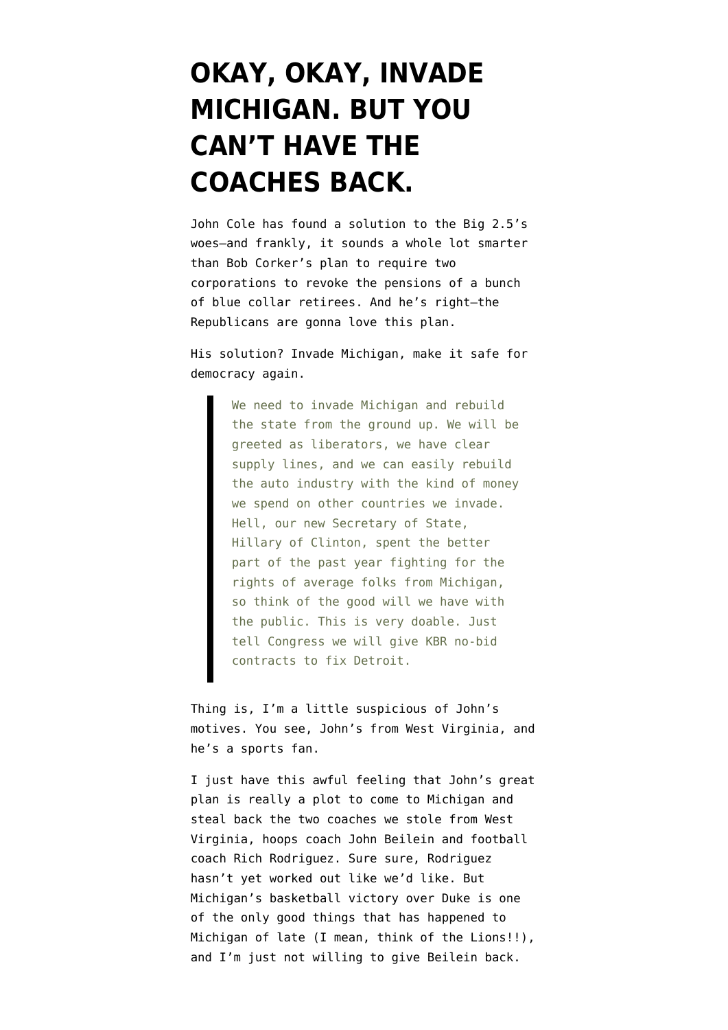# OKAY, OKAY, INVADE MICHIGAN. BUT YOU CAN'T HAVE THE COACHES BACK.

John Cole has found a solution to the Big 2.5's woes—and frankly, it sounds a whole lot smarter than Bob Corker's plan to require two corporations to revoke the pensions of a bunch of blue collar retirees. And he's right—the Republicans are gonna love this plan.

His solution? Invade Michigan, make it safe for democracy again.

> We need to invade Michigan and rebuild the state from the ground up. We will be greeted as liberators, we have clear supply lines, and we can easily rebuild the auto industry with the kind of money we spend on other countries we invade. Hell, our new Secretary of State, Hillary of Clinton, spent the better part of the past year fighting for the rights of average folks from Michigan, so think of the good will we have with the public. This is very doable. Just tell Congress we will give KBR no-bid contracts to fix Detroit.

Thing is, I'm a little suspicious of John's motives. You see, John's from West Virginia, and he's a sports fan.

I just have this awful feeling that John's great plan is really a plot to come to Michigan and steal back the two coaches we stole from West Virginia, hoops coach John Beilein and football coach Rich Rodriguez. Sure sure, Rodriguez hasn't yet worked out like we'd like. But Michigan's basketball victory over Duke is one of the only good things that has happened to Michigan of late (I mean, think of the Lions!!), and I'm just not willing to give Beilein back.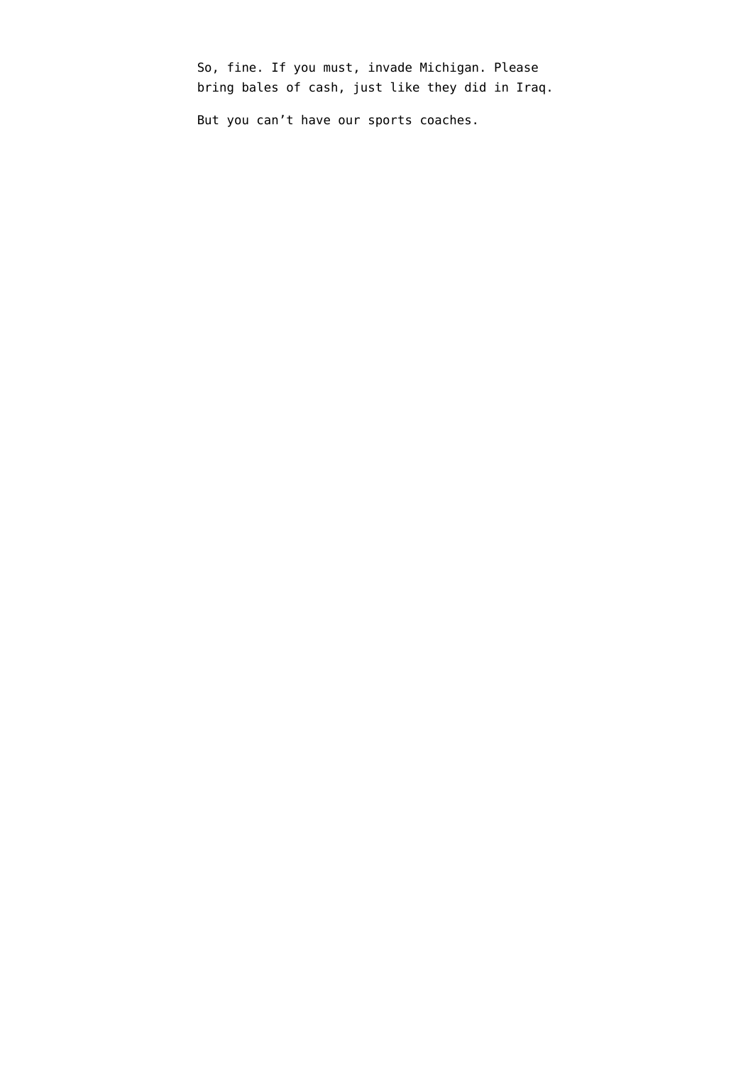So, fine. If you must, invade Michigan. Please bring bales of cash, just like they did in Iraq.

But you can’t have our sports coaches.